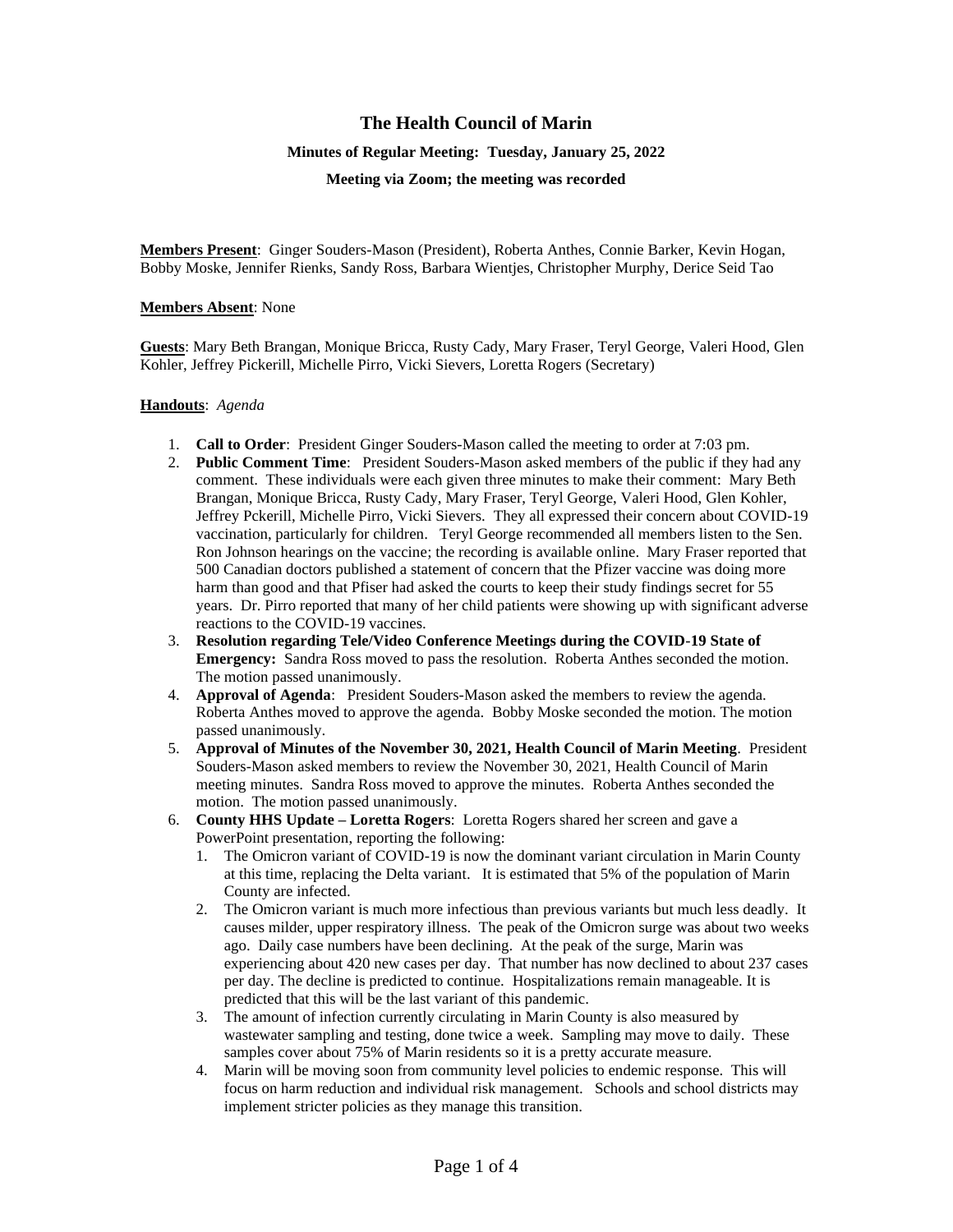# The Health Council of Marin

### Minutes of Regular Meeting: Tuesday, January 25, 2022

### Meeting via Zoom; the meeting was recorded

**Members Present**: Ginger Souders-Mason (President), Roberta Anthes, Connie Barker, Kevin Hogan, Bobby Moske, Jennifer Rienks, Sandy Ross, Barbara Wientjes, Christopher Murphy, Derice Seid Tao

**Members Absent**: None

**Guests**: Mary Beth Brangan, Monique Bricca, Rusty Cady, Mary Fraser, Teryl George, Valeri Hood, Glen Kohler, Jeffrey Pickerill, Michelle Pirro, Vicki Sievers, Loretta Rogers (Secretary)

**Handouts**: *Agenda*

1. **Call to Order**: President Ginger Souders-Mason called the meeting to order at 7:03 pm.
2. **Public Comment Time**: President Souders-Mason asked members of the public if they had any comment. These individuals were each given three minutes to make their comment: Mary Beth Brangan, Monique Bricca, Rusty Cady, Mary Fraser, Teryl George, Valeri Hood, Glen Kohler, Jeffrey Pckerill, Michelle Pirro, Vicki Sievers. They all expressed their concern about COVID-19 vaccination, particularly for children. Teryl George recommended all members listen to the Sen. Ron Johnson hearings on the vaccine; the recording is available online. Mary Fraser reported that 500 Canadian doctors published a statement of concern that the Pfizer vaccine was doing more harm than good and that Pfiser had asked the courts to keep their study findings secret for 55 years. Dr. Pirro reported that many of her child patients were showing up with significant adverse reactions to the COVID-19 vaccines.
3. **Resolution regarding Tele/Video Conference Meetings during the COVID-19 State of Emergency:** Sandra Ross moved to pass the resolution. Roberta Anthes seconded the motion. The motion passed unanimously.
4. **Approval of Agenda**: President Souders-Mason asked the members to review the agenda. Roberta Anthes moved to approve the agenda. Bobby Moske seconded the motion. The motion passed unanimously.
5. **Approval of Minutes of the November 30, 2021, Health Council of Marin Meeting**. President Souders-Mason asked members to review the November 30, 2021, Health Council of Marin meeting minutes. Sandra Ross moved to approve the minutes. Roberta Anthes seconded the motion. The motion passed unanimously.
6. **County HHS Update – Loretta Rogers**: Loretta Rogers shared her screen and gave a PowerPoint presentation, reporting the following:
   1. The Omicron variant of COVID-19 is now the dominant variant circulation in Marin County at this time, replacing the Delta variant. It is estimated that 5% of the population of Marin County are infected.
   2. The Omicron variant is much more infectious than previous variants but much less deadly. It causes milder, upper respiratory illness. The peak of the Omicron surge was about two weeks ago. Daily case numbers have been declining. At the peak of the surge, Marin was experiencing about 420 new cases per day. That number has now declined to about 237 cases per day. The decline is predicted to continue. Hospitalizations remain manageable. It is predicted that this will be the last variant of this pandemic.
   3. The amount of infection currently circulating in Marin County is also measured by wastewater sampling and testing, done twice a week. Sampling may move to daily. These samples cover about 75% of Marin residents so it is a pretty accurate measure.
   4. Marin will be moving soon from community level policies to endemic response. This will focus on harm reduction and individual risk management. Schools and school districts may implement stricter policies as they manage this transition.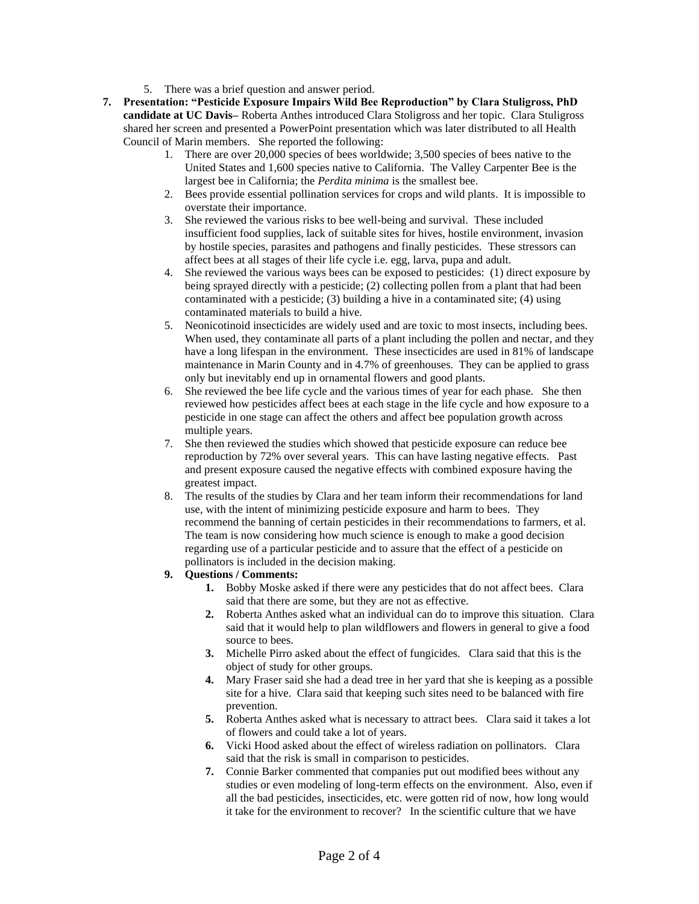5. There was a brief question and answer period.

7. **Presentation: "Pesticide Exposure Impairs Wild Bee Reproduction" by Clara Stuligross, PhD candidate at UC Davis–** Roberta Anthes introduced Clara Stoligross and her topic. Clara Stuligross shared her screen and presented a PowerPoint presentation which was later distributed to all Health Council of Marin members. She reported the following:
   1. There are over 20,000 species of bees worldwide; 3,500 species of bees native to the United States and 1,600 species native to California. The Valley Carpenter Bee is the largest bee in California; the *Perdita minima* is the smallest bee.
   2. Bees provide essential pollination services for crops and wild plants. It is impossible to overstate their importance.
   3. She reviewed the various risks to bee well-being and survival. These included insufficient food supplies, lack of suitable sites for hives, hostile environment, invasion by hostile species, parasites and pathogens and finally pesticides. These stressors can affect bees at all stages of their life cycle i.e. egg, larva, pupa and adult.
   4. She reviewed the various ways bees can be exposed to pesticides: (1) direct exposure by being sprayed directly with a pesticide; (2) collecting pollen from a plant that had been contaminated with a pesticide; (3) building a hive in a contaminated site; (4) using contaminated materials to build a hive.
   5. Neonicotinoid insecticides are widely used and are toxic to most insects, including bees. When used, they contaminate all parts of a plant including the pollen and nectar, and they have a long lifespan in the environment. These insecticides are used in 81% of landscape maintenance in Marin County and in 4.7% of greenhouses. They can be applied to grass only but inevitably end up in ornamental flowers and good plants.
   6. She reviewed the bee life cycle and the various times of year for each phase. She then reviewed how pesticides affect bees at each stage in the life cycle and how exposure to a pesticide in one stage can affect the others and affect bee population growth across multiple years.
   7. She then reviewed the studies which showed that pesticide exposure can reduce bee reproduction by 72% over several years. This can have lasting negative effects. Past and present exposure caused the negative effects with combined exposure having the greatest impact.
   8. The results of the studies by Clara and her team inform their recommendations for land use, with the intent of minimizing pesticide exposure and harm to bees. They recommend the banning of certain pesticides in their recommendations to farmers, et al. The team is now considering how much science is enough to make a good decision regarding use of a particular pesticide and to assure that the effect of a pesticide on pollinators is included in the decision making.
   9. **Questions / Comments:**
      1. Bobby Moske asked if there were any pesticides that do not affect bees. Clara said that there are some, but they are not as effective.
      2. Roberta Anthes asked what an individual can do to improve this situation. Clara said that it would help to plan wildflowers and flowers in general to give a food source to bees.
      3. Michelle Pirro asked about the effect of fungicides. Clara said that this is the object of study for other groups.
      4. Mary Fraser said she had a dead tree in her yard that she is keeping as a possible site for a hive. Clara said that keeping such sites need to be balanced with fire prevention.
      5. Roberta Anthes asked what is necessary to attract bees. Clara said it takes a lot of flowers and could take a lot of years.
      6. Vicki Hood asked about the effect of wireless radiation on pollinators. Clara said that the risk is small in comparison to pesticides.
      7. Connie Barker commented that companies put out modified bees without any studies or even modeling of long-term effects on the environment. Also, even if all the bad pesticides, insecticides, etc. were gotten rid of now, how long would it take for the environment to recover? In the scientific culture that we have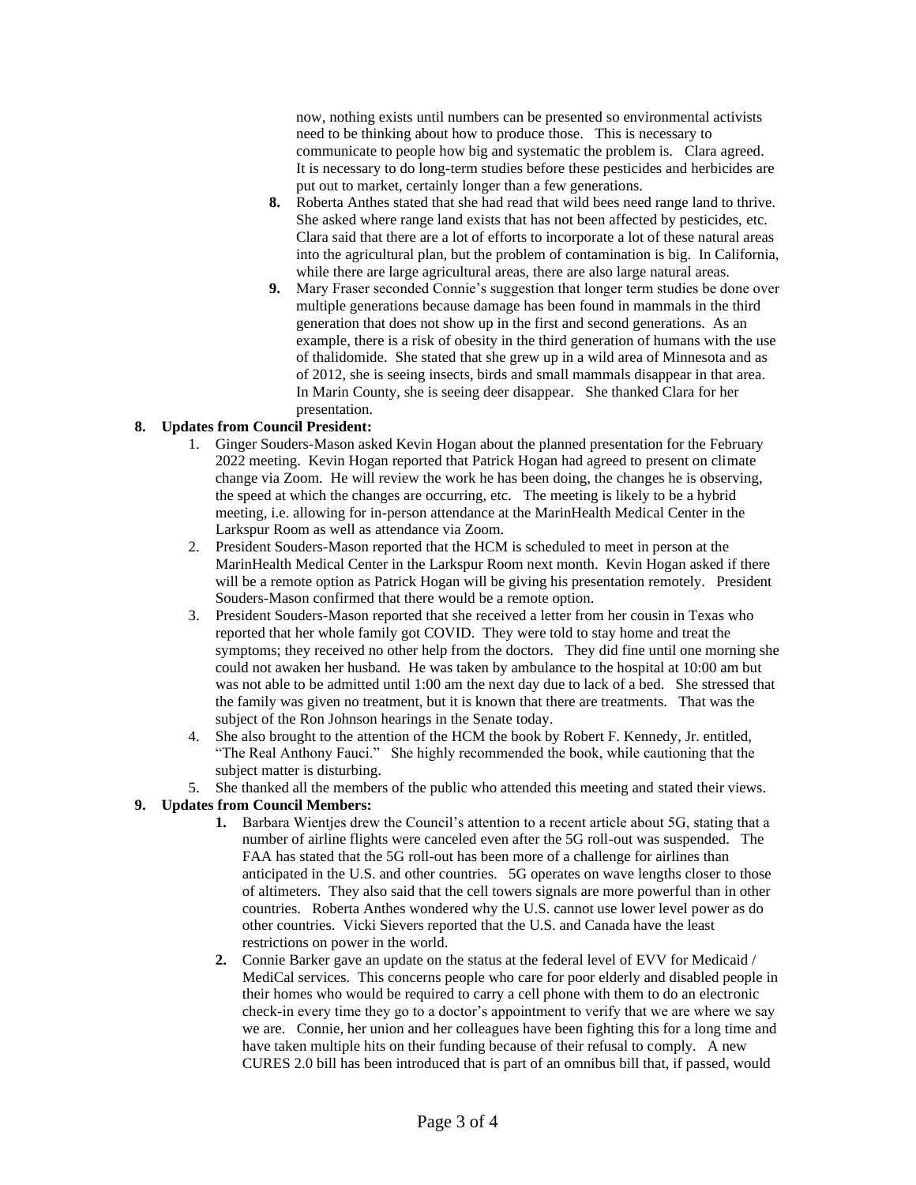now, nothing exists until numbers can be presented so environmental activists need to be thinking about how to produce those. This is necessary to communicate to people how big and systematic the problem is. Clara agreed. It is necessary to do long-term studies before these pesticides and herbicides are put out to market, certainly longer than a few generations.

8. Roberta Anthes stated that she had read that wild bees need range land to thrive. She asked where range land exists that has not been affected by pesticides, etc. Clara said that there are a lot of efforts to incorporate a lot of these natural areas into the agricultural plan, but the problem of contamination is big. In California, while there are large agricultural areas, there are also large natural areas.
9. Mary Fraser seconded Connie's suggestion that longer term studies be done over multiple generations because damage has been found in mammals in the third generation that does not show up in the first and second generations. As an example, there is a risk of obesity in the third generation of humans with the use of thalidomide. She stated that she grew up in a wild area of Minnesota and as of 2012, she is seeing insects, birds and small mammals disappear in that area. In Marin County, she is seeing deer disappear. She thanked Clara for her presentation.

**8. Updates from Council President:**

1. Ginger Souders-Mason asked Kevin Hogan about the planned presentation for the February 2022 meeting. Kevin Hogan reported that Patrick Hogan had agreed to present on climate change via Zoom. He will review the work he has been doing, the changes he is observing, the speed at which the changes are occurring, etc. The meeting is likely to be a hybrid meeting, i.e. allowing for in-person attendance at the MarinHealth Medical Center in the Larkspur Room as well as attendance via Zoom.
2. President Souders-Mason reported that the HCM is scheduled to meet in person at the MarinHealth Medical Center in the Larkspur Room next month. Kevin Hogan asked if there will be a remote option as Patrick Hogan will be giving his presentation remotely. President Souders-Mason confirmed that there would be a remote option.
3. President Souders-Mason reported that she received a letter from her cousin in Texas who reported that her whole family got COVID. They were told to stay home and treat the symptoms; they received no other help from the doctors. They did fine until one morning she could not awaken her husband. He was taken by ambulance to the hospital at 10:00 am but was not able to be admitted until 1:00 am the next day due to lack of a bed. She stressed that the family was given no treatment, but it is known that there are treatments. That was the subject of the Ron Johnson hearings in the Senate today.
4. She also brought to the attention of the HCM the book by Robert F. Kennedy, Jr. entitled, "The Real Anthony Fauci." She highly recommended the book, while cautioning that the subject matter is disturbing.
5. She thanked all the members of the public who attended this meeting and stated their views.

**9. Updates from Council Members:**

1. Barbara Wientjes drew the Council's attention to a recent article about 5G, stating that a number of airline flights were canceled even after the 5G roll-out was suspended. The FAA has stated that the 5G roll-out has been more of a challenge for airlines than anticipated in the U.S. and other countries. 5G operates on wave lengths closer to those of altimeters. They also said that the cell towers signals are more powerful than in other countries. Roberta Anthes wondered why the U.S. cannot use lower level power as do other countries. Vicki Sievers reported that the U.S. and Canada have the least restrictions on power in the world.
2. Connie Barker gave an update on the status at the federal level of EVV for Medicaid / MediCal services. This concerns people who care for poor elderly and disabled people in their homes who would be required to carry a cell phone with them to do an electronic check-in every time they go to a doctor's appointment to verify that we are where we say we are. Connie, her union and her colleagues have been fighting this for a long time and have taken multiple hits on their funding because of their refusal to comply. A new CURES 2.0 bill has been introduced that is part of an omnibus bill that, if passed, would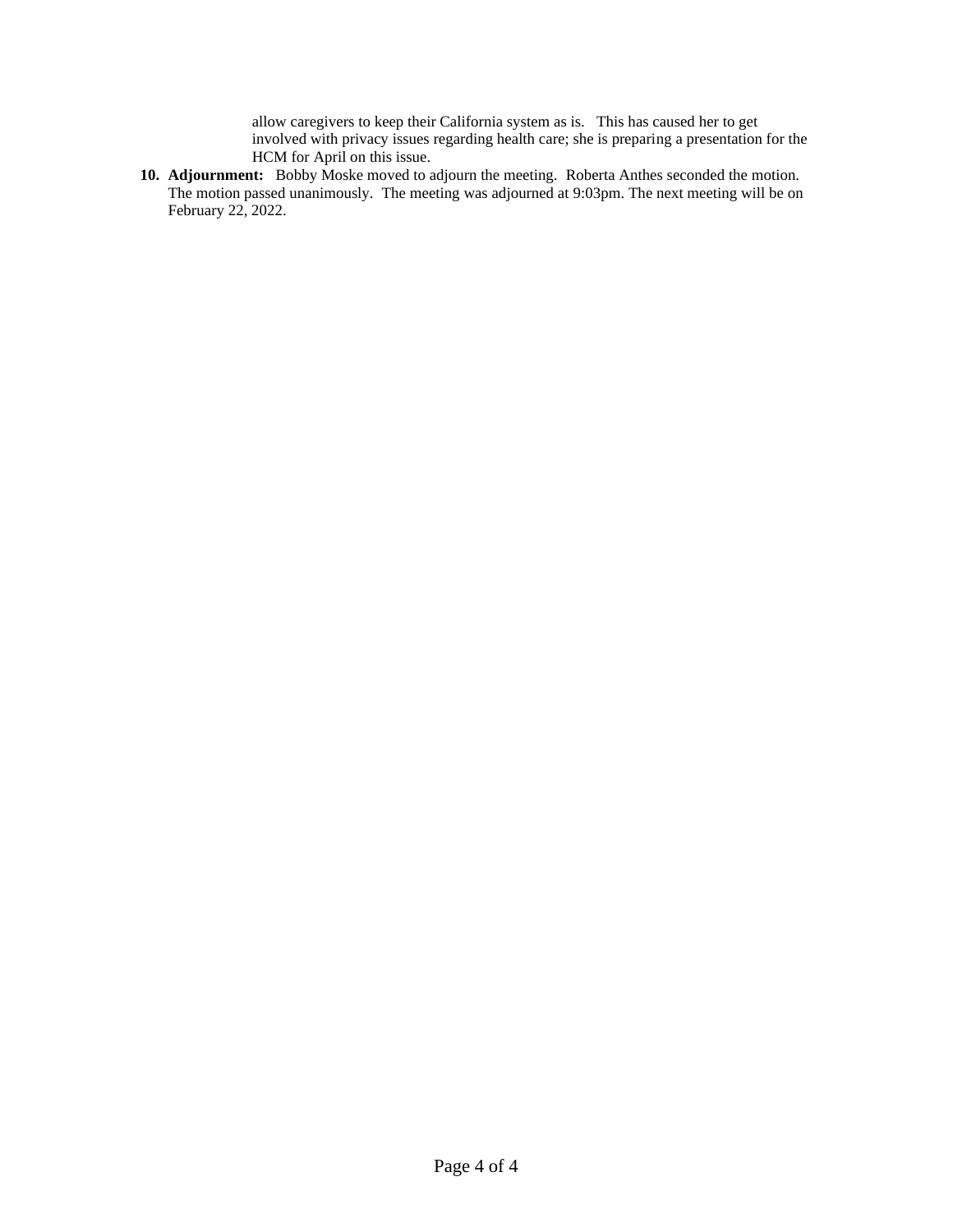allow caregivers to keep their California system as is. This has caused her to get involved with privacy issues regarding health care; she is preparing a presentation for the HCM for April on this issue.

10. **Adjournment:** Bobby Moske moved to adjourn the meeting. Roberta Anthes seconded the motion. The motion passed unanimously. The meeting was adjourned at 9:03pm. The next meeting will be on February 22, 2022.